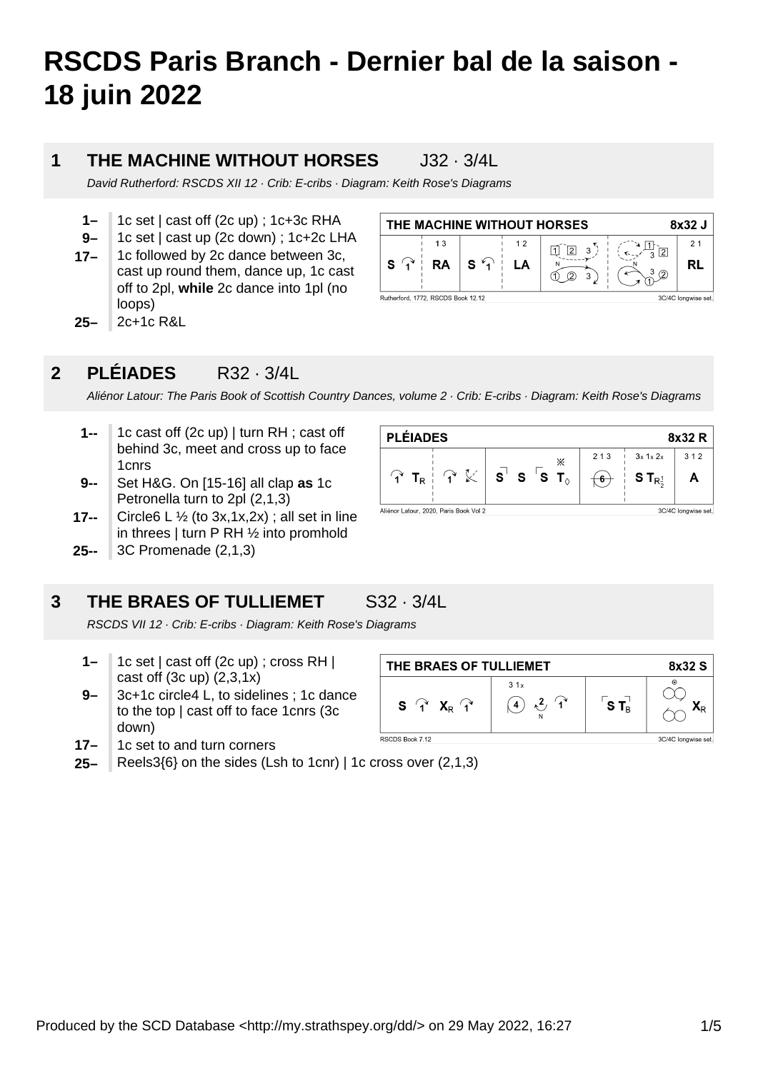# RSCDS Paris Branch - Dernier bal de la saison - 18 juin 2022

## 1 THE MACHINE WITHOUT HORSES J32 · 3/4L

*David Rutherford: RSCDS XII 12 · Crib: E-cribs · Diagram: Keith Rose's Diagrams*

- **1–** 1c set | cast off (2c up) ; 1c+3c RHA
- **9–** 1c set | cast up (2c down) ; 1c+2c LHA
- **17–** 1c followed by 2c dance between 3c, cast up round them, dance up, 1c cast off to 2pl, **while** 2c dance into 1pl (no loops)
- **25–** 2c+1c R&L

## 2 PLÉIADES R32 · 3/4L

*Aliénor Latour: The Paris Book of Scottish Country Dances, volume 2 · Crib: E-cribs · Diagram: Keith Rose's Diagrams*

- **1--** 1c cast off (2c up) | turn RH ; cast off behind 3c, meet and cross up to face 1cnrs
- **9--** Set H&G. On [15-16] all clap **as** 1c Petronella turn to 2pl (2,1,3)
- **17--** Circle6 L ½ (to 3x,1x,2x) ; all set in line in threes | turn P RH ½ into promhold
- **25--** 3C Promenade (2,1,3)

## 3 THE BRAES OF TULLIEMET S32 · 3/4L

*RSCDS VII 12 · Crib: E-cribs · Diagram: Keith Rose's Diagrams*

- **1–** 1c set | cast off (2c up) ; cross RH | cast off (3c up) (2,3,1x)
- **9–** 3c+1c circle4 L, to sidelines ; 1c dance to the top | cast off to face 1cnrs (3c down)
- **17–** 1c set to and turn corners
- **25–** Reels3{6} on the sides (Lsh to 1cnr) | 1c cross over (2,1,3)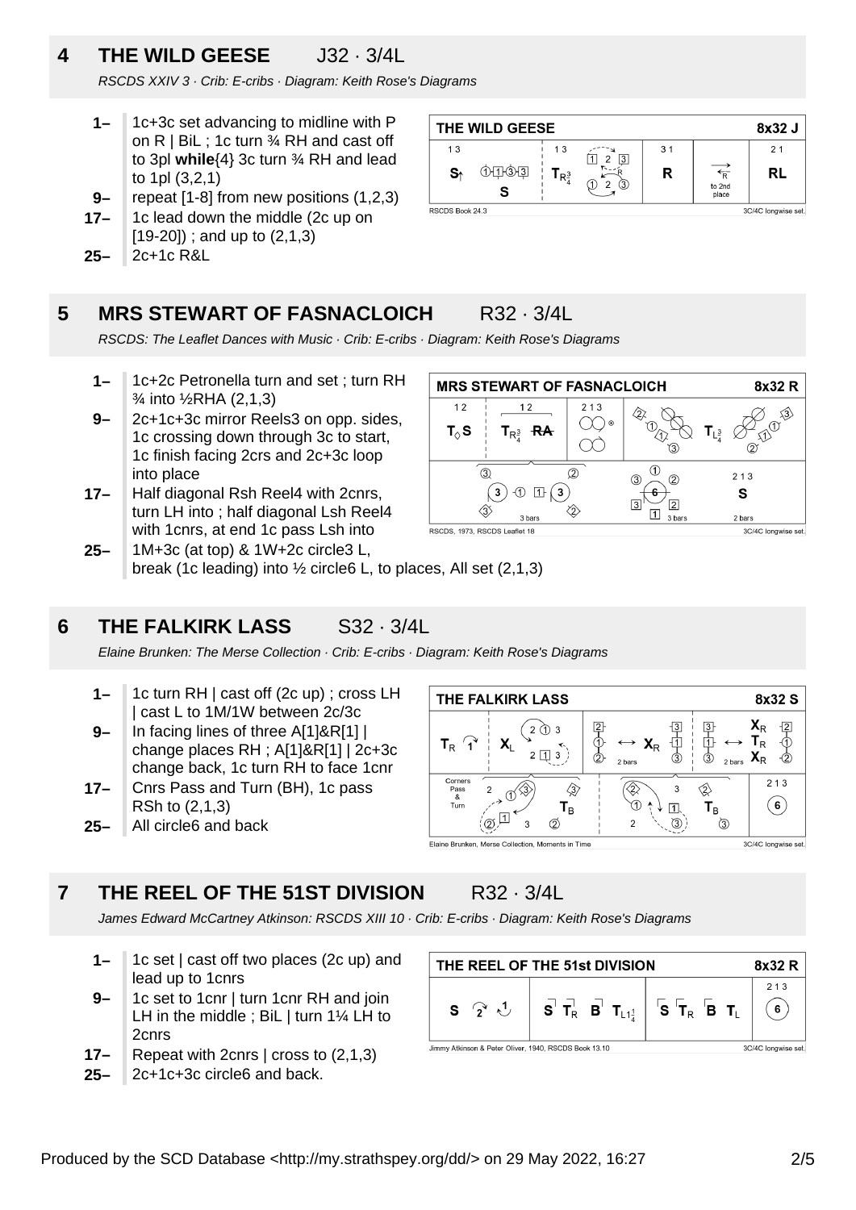## 4 THE WILD GEESE J32 · 3/4L

*RSCDS XXIV 3 · Crib: E-cribs · Diagram: Keith Rose's Diagrams*

- **1–** 1c+3c set advancing to midline with P on R | BiL ; 1c turn ¾ RH and cast off to 3pl **while**{4} 3c turn ¾ RH and lead to 1pl (3,2,1)
- **9–** repeat [1-8] from new positions (1,2,3)
- **17–** 1c lead down the middle (2c up on [19-20]) ; and up to (2,1,3)
- **25–** 2c+1c R&L

## 5 MRS STEWART OF FASNACLOICH R32 · 3/4L

*RSCDS: The Leaflet Dances with Music · Crib: E-cribs · Diagram: Keith Rose's Diagrams*

- **1–** 1c+2c Petronella turn and set ; turn RH ¾ into ½RHA (2,1,3)
- **9–** 2c+1c+3c mirror Reels3 on opp. sides, 1c crossing down through 3c to start, 1c finish facing 2crs and 2c+3c loop into place
- **17–** Half diagonal Rsh Reel4 with 2cnrs, turn LH into ; half diagonal Lsh Reel4 with 1cnrs, at end 1c pass Lsh into
- **25–** 1M+3c (at top) & 1W+2c circle3 L, break (1c leading) into ½ circle6 L, to places, All set (2,1,3)

## 6 THE FALKIRK LASS S32 · 3/4L

*Elaine Brunken: The Merse Collection · Crib: E-cribs · Diagram: Keith Rose's Diagrams*

- **1–** 1c turn RH | cast off (2c up) ; cross LH | cast L to 1M/1W between 2c/3c
- **9–** In facing lines of three A[1]&R[1] | change places RH ; A[1]&R[1] | 2c+3c change back, 1c turn RH to face 1cnr
- **17–** Cnrs Pass and Turn (BH), 1c pass RSh to (2,1,3)
- **25–** All circle6 and back

## 7 THE REEL OF THE 51ST DIVISION R32 · 3/4L

*James Edward McCartney Atkinson: RSCDS XIII 10 · Crib: E-cribs · Diagram: Keith Rose's Diagrams*

- **1–** 1c set | cast off two places (2c up) and lead up to 1cnrs
- **9–** 1c set to 1cnr | turn 1cnr RH and join LH in the middle ; BiL | turn 1¼ LH to 2cnrs
- **17–** Repeat with 2cnrs | cross to (2,1,3)
- **25–** 2c+1c+3c circle6 and back.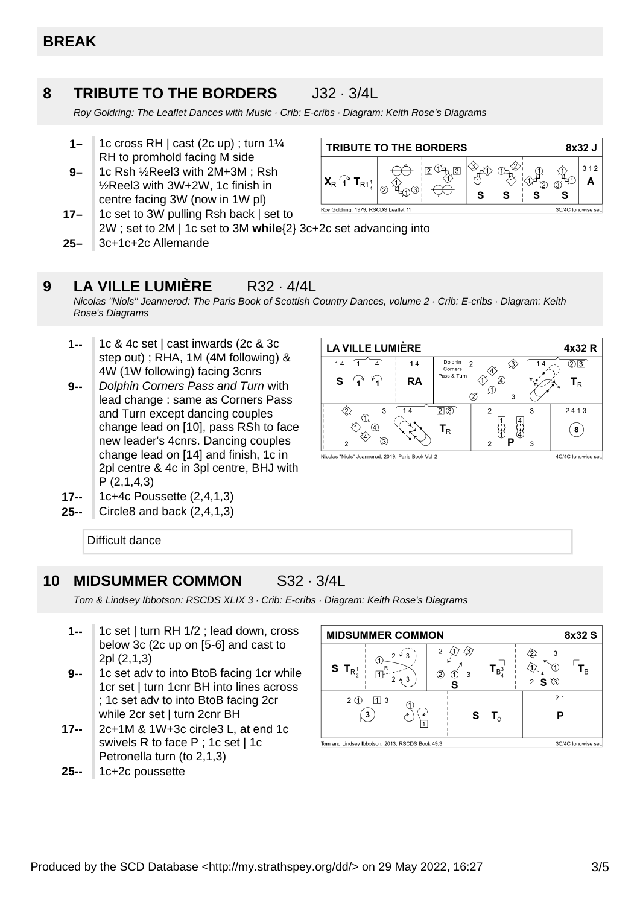## BREAK

## 8 TRIBUTE TO THE BORDERS J32 · 3/4L

*Roy Goldring: The Leaflet Dances with Music · Crib: E-cribs · Diagram: Keith Rose's Diagrams*

- **1–** 1c cross RH | cast (2c up) ; turn 1¼ RH to promhold facing M side
- **9–** 1c Rsh ½Reel3 with 2M+3M ; Rsh ½Reel3 with 3W+2W, 1c finish in centre facing 3W (now in 1W pl)
- **17–** 1c set to 3W pulling Rsh back | set to 2W ; set to 2M | 1c set to 3M **while**{2} 3c+2c set advancing into
- **25–** 3c+1c+2c Allemande

## 9 LA VILLE LUMIÈRE R32 · 4/4L

*Nicolas "Niols" Jeannerod: The Paris Book of Scottish Country Dances, volume 2 · Crib: E-cribs · Diagram: Keith Rose's Diagrams*

- **1--** 1c & 4c set | cast inwards (2c & 3c step out) ; RHA, 1M (4M following) & 4W (1W following) facing 3cnrs
- **9--** *Dolphin Corners Pass and Turn* with lead change : same as Corners Pass and Turn except dancing couples change lead on [10], pass RSh to face new leader's 4cnrs. Dancing couples change lead on [14] and finish, 1c in 2pl centre & 4c in 3pl centre, BHJ with P (2,1,4,3)
- **17--** 1c+4c Poussette (2,4,1,3)
- **25--** Circle8 and back (2,4,1,3)

Difficult dance

## 10 MIDSUMMER COMMON S32 · 3/4L

*Tom & Lindsey Ibbotson: RSCDS XLIX 3 · Crib: E-cribs · Diagram: Keith Rose's Diagrams*

- **1--** 1c set | turn RH 1/2 ; lead down, cross below 3c (2c up on [5-6] and cast to 2pl (2,1,3)
- **9--** 1c set adv to into BtoB facing 1cr while 1cr set | turn 1cnr BH into lines across ; 1c set adv to into BtoB facing 2cr while 2cr set | turn 2cnr BH
- **17--** 2c+1M & 1W+3c circle3 L, at end 1c swivels R to face P ; 1c set | 1c Petronella turn (to 2,1,3)
- **25--** 1c+2c poussette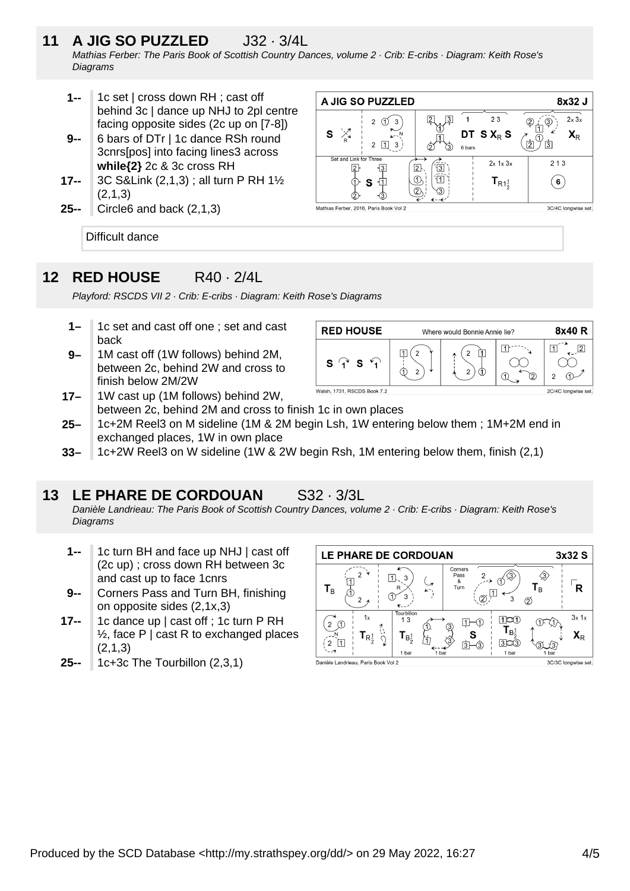## 11 A JIG SO PUZZLED J32 · 3/4L

*Mathias Ferber: The Paris Book of Scottish Country Dances, volume 2 · Crib: E-cribs · Diagram: Keith Rose's Diagrams*

- **1--** 1c set | cross down RH ; cast off behind 3c | dance up NHJ to 2pl centre facing opposite sides (2c up on [7-8])
- **9--** 6 bars of DTr | 1c dance RSh round 3cnrs[pos] into facing lines3 across **while{2}** 2c & 3c cross RH
- **17--** 3C S&Link (2,1,3) ; all turn P RH 1½ (2,1,3)
- **25--** Circle6 and back (2,1,3)

Difficult dance

## 12 RED HOUSE R40 · 2/4L

*Playford: RSCDS VII 2 · Crib: E-cribs · Diagram: Keith Rose's Diagrams*

- **1–** 1c set and cast off one ; set and cast back
- **9–** 1M cast off (1W follows) behind 2M, between 2c, behind 2W and cross to finish below 2M/2W
- **17–** 1W cast up (1M follows) behind 2W, between 2c, behind 2M and cross to finish 1c in own places
- **25–** 1c+2M Reel3 on M sideline (1M & 2M begin Lsh, 1W entering below them ; 1M+2M end in exchanged places, 1W in own place
- **33–** 1c+2W Reel3 on W sideline (1W & 2W begin Rsh, 1M entering below them, finish (2,1)

## 13 LE PHARE DE CORDOUAN S32 · 3/3L

*Danièle Landrieau: The Paris Book of Scottish Country Dances, volume 2 · Crib: E-cribs · Diagram: Keith Rose's Diagrams*

- **1--** 1c turn BH and face up NHJ | cast off (2c up) ; cross down RH between 3c and cast up to face 1cnrs
- **9--** Corners Pass and Turn BH, finishing on opposite sides (2,1x,3)
- **17--** 1c dance up | cast off ; 1c turn P RH ½, face P | cast R to exchanged places (2,1,3)
- **25--** 1c+3c The Tourbillon (2,3,1)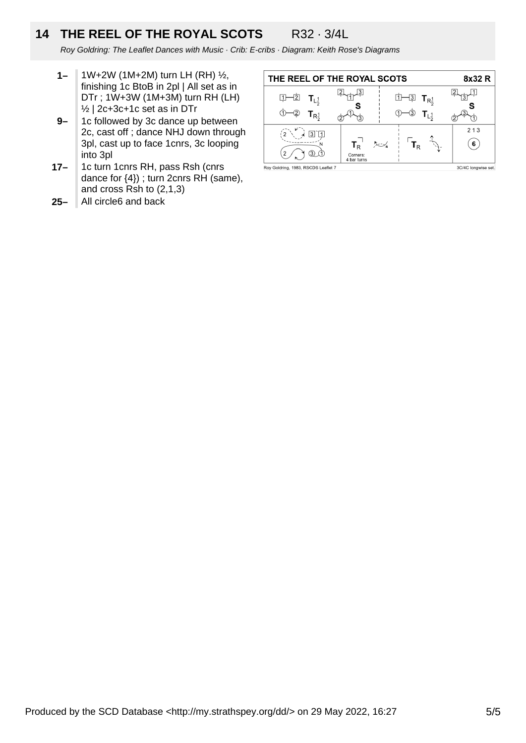## 14 THE REEL OF THE ROYAL SCOTS R32 · 3/4L

*Roy Goldring: The Leaflet Dances with Music · Crib: E-cribs · Diagram: Keith Rose's Diagrams*

**1–** 1W+2W (1M+2M) turn LH (RH) ½, finishing 1c BtoB in 2pl | All set as in DTr ; 1W+3W (1M+3M) turn RH (LH) ½ | 2c+3c+1c set as in DTr

**9–** 1c followed by 3c dance up between 2c, cast off ; dance NHJ down through 3pl, cast up to face 1cnrs, 3c looping into 3pl

**17–** 1c turn 1cnrs RH, pass Rsh (cnrs dance for {4}) ; turn 2cnrs RH (same), and cross Rsh to (2,1,3)

**25–** All circle6 and back

THE REEL OF THE ROYAL SCOTS 8x32 R

Roy Goldring, 1983, RSCDS Leaflet 7

3C/4C longwise set.